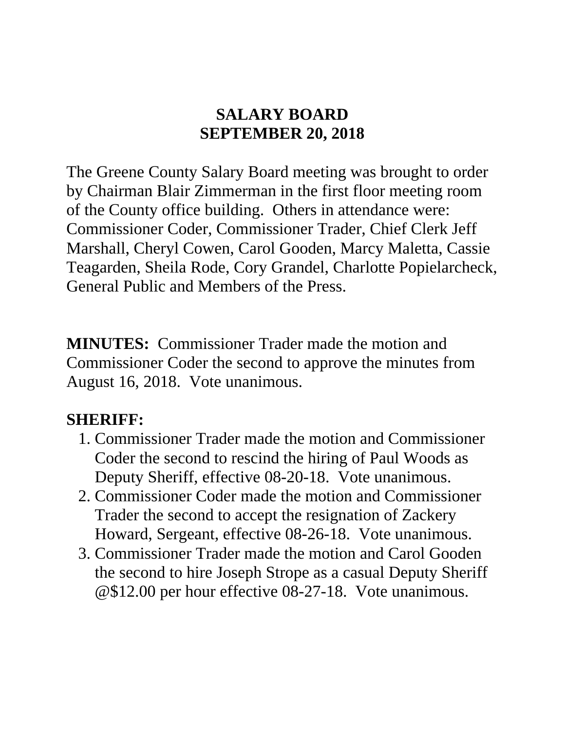# SALARY BOARD
# SEPTEMBER 20, 2018

The Greene County Salary Board meeting was brought to order by Chairman Blair Zimmerman in the first floor meeting room of the County office building. Others in attendance were: Commissioner Coder, Commissioner Trader, Chief Clerk Jeff Marshall, Cheryl Cowen, Carol Gooden, Marcy Maletta, Cassie Teagarden, Sheila Rode, Cory Grandel, Charlotte Popielarcheck, General Public and Members of the Press.

**MINUTES:** Commissioner Trader made the motion and Commissioner Coder the second to approve the minutes from August 16, 2018. Vote unanimous.

**SHERIFF:**

1. Commissioner Trader made the motion and Commissioner Coder the second to rescind the hiring of Paul Woods as Deputy Sheriff, effective 08-20-18. Vote unanimous.
2. Commissioner Coder made the motion and Commissioner Trader the second to accept the resignation of Zackery Howard, Sergeant, effective 08-26-18. Vote unanimous.
3. Commissioner Trader made the motion and Carol Gooden the second to hire Joseph Strope as a casual Deputy Sheriff @$12.00 per hour effective 08-27-18. Vote unanimous.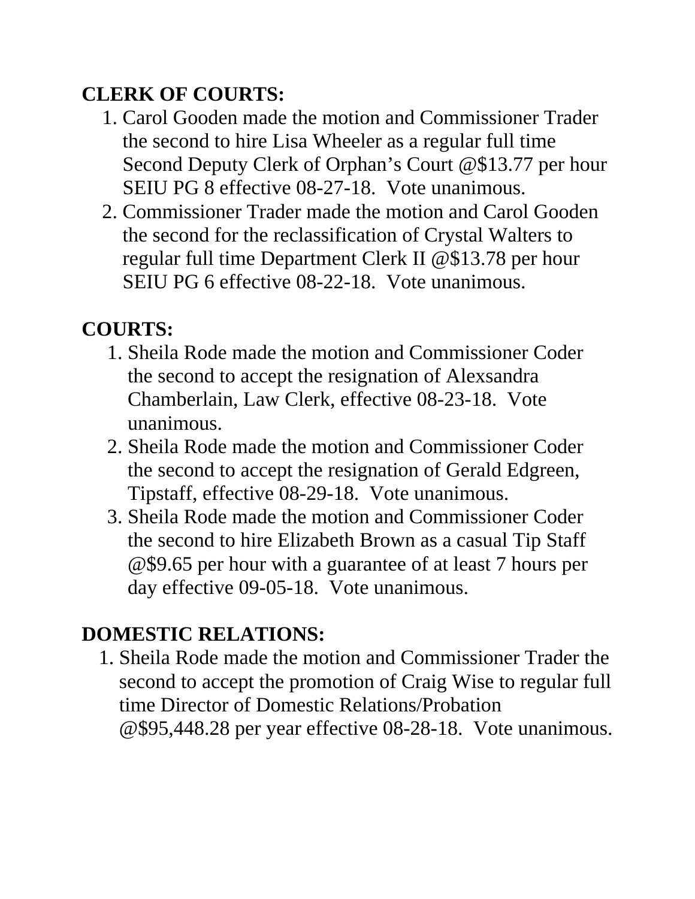**CLERK OF COURTS:**

1. Carol Gooden made the motion and Commissioner Trader the second to hire Lisa Wheeler as a regular full time Second Deputy Clerk of Orphan's Court @$13.77 per hour SEIU PG 8 effective 08-27-18. Vote unanimous.
2. Commissioner Trader made the motion and Carol Gooden the second for the reclassification of Crystal Walters to regular full time Department Clerk II @$13.78 per hour SEIU PG 6 effective 08-22-18. Vote unanimous.

**COURTS:**

1. Sheila Rode made the motion and Commissioner Coder the second to accept the resignation of Alexsandra Chamberlain, Law Clerk, effective 08-23-18. Vote unanimous.
2. Sheila Rode made the motion and Commissioner Coder the second to accept the resignation of Gerald Edgreen, Tipstaff, effective 08-29-18. Vote unanimous.
3. Sheila Rode made the motion and Commissioner Coder the second to hire Elizabeth Brown as a casual Tip Staff @$9.65 per hour with a guarantee of at least 7 hours per day effective 09-05-18. Vote unanimous.

**DOMESTIC RELATIONS:**

1. Sheila Rode made the motion and Commissioner Trader the second to accept the promotion of Craig Wise to regular full time Director of Domestic Relations/Probation @$95,448.28 per year effective 08-28-18. Vote unanimous.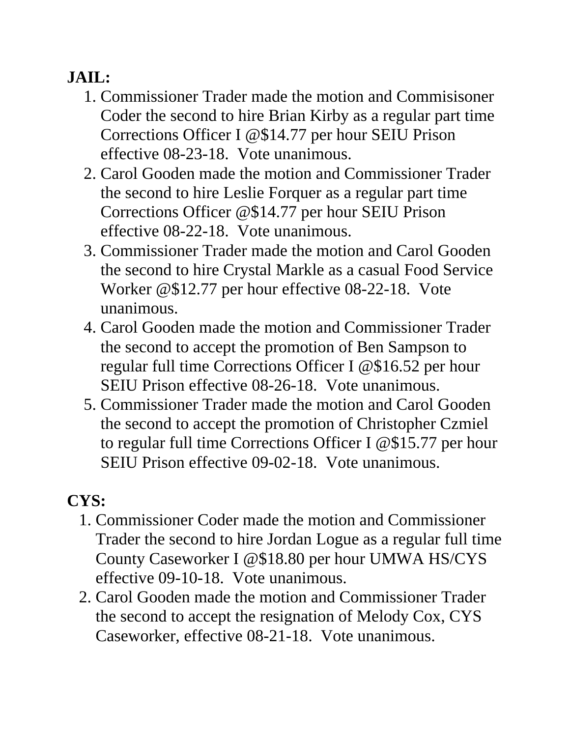**JAIL:**

1. Commissioner Trader made the motion and Commisisoner Coder the second to hire Brian Kirby as a regular part time Corrections Officer I @$14.77 per hour SEIU Prison effective 08-23-18. Vote unanimous.
2. Carol Gooden made the motion and Commissioner Trader the second to hire Leslie Forquer as a regular part time Corrections Officer @$14.77 per hour SEIU Prison effective 08-22-18. Vote unanimous.
3. Commissioner Trader made the motion and Carol Gooden the second to hire Crystal Markle as a casual Food Service Worker @$12.77 per hour effective 08-22-18. Vote unanimous.
4. Carol Gooden made the motion and Commissioner Trader the second to accept the promotion of Ben Sampson to regular full time Corrections Officer I @$16.52 per hour SEIU Prison effective 08-26-18. Vote unanimous.
5. Commissioner Trader made the motion and Carol Gooden the second to accept the promotion of Christopher Czmiel to regular full time Corrections Officer I @$15.77 per hour SEIU Prison effective 09-02-18. Vote unanimous.

**CYS:**

1. Commissioner Coder made the motion and Commissioner Trader the second to hire Jordan Logue as a regular full time County Caseworker I @$18.80 per hour UMWA HS/CYS effective 09-10-18. Vote unanimous.
2. Carol Gooden made the motion and Commissioner Trader the second to accept the resignation of Melody Cox, CYS Caseworker, effective 08-21-18. Vote unanimous.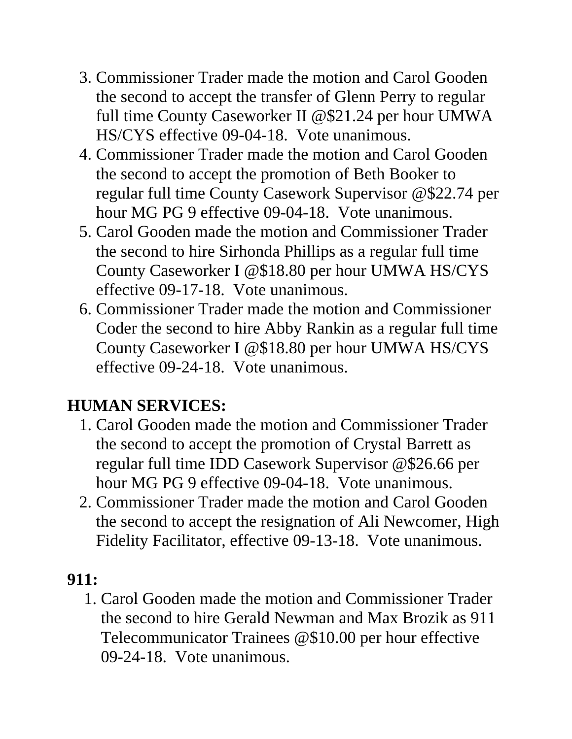3. Commissioner Trader made the motion and Carol Gooden the second to accept the transfer of Glenn Perry to regular full time County Caseworker II @$21.24 per hour UMWA HS/CYS effective 09-04-18. Vote unanimous.
4. Commissioner Trader made the motion and Carol Gooden the second to accept the promotion of Beth Booker to regular full time County Casework Supervisor @$22.74 per hour MG PG 9 effective 09-04-18. Vote unanimous.
5. Carol Gooden made the motion and Commissioner Trader the second to hire Sirhonda Phillips as a regular full time County Caseworker I @$18.80 per hour UMWA HS/CYS effective 09-17-18. Vote unanimous.
6. Commissioner Trader made the motion and Commissioner Coder the second to hire Abby Rankin as a regular full time County Caseworker I @$18.80 per hour UMWA HS/CYS effective 09-24-18. Vote unanimous.

**HUMAN SERVICES:**

1. Carol Gooden made the motion and Commissioner Trader the second to accept the promotion of Crystal Barrett as regular full time IDD Casework Supervisor @$26.66 per hour MG PG 9 effective 09-04-18. Vote unanimous.
2. Commissioner Trader made the motion and Carol Gooden the second to accept the resignation of Ali Newcomer, High Fidelity Facilitator, effective 09-13-18. Vote unanimous.

**911:**

1. Carol Gooden made the motion and Commissioner Trader the second to hire Gerald Newman and Max Brozik as 911 Telecommunicator Trainees @$10.00 per hour effective 09-24-18. Vote unanimous.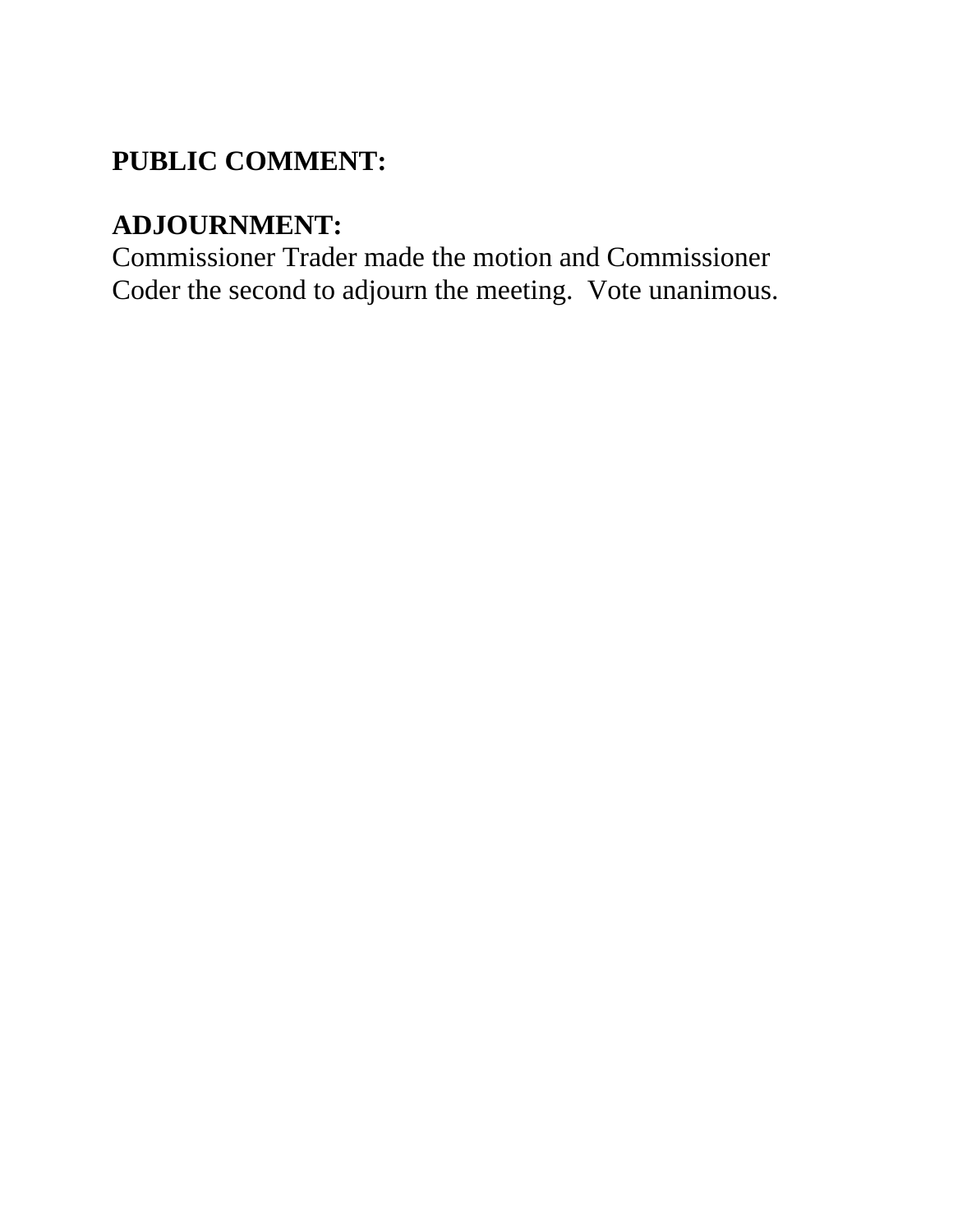**PUBLIC COMMENT:**

**ADJOURNMENT:**
Commissioner Trader made the motion and Commissioner Coder the second to adjourn the meeting.  Vote unanimous.